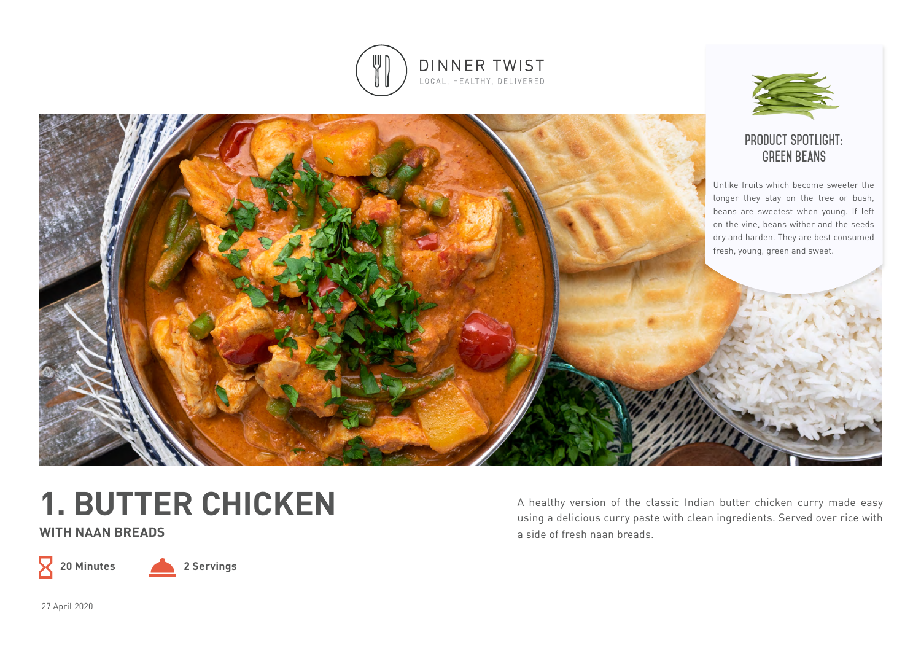DINNER TWIST

LOCAL, HEALTHY, DELIVERED

## PRODUCT SPOTLIGHT: GREEN BEANS

Unlike fruits which become sweeter the longer they stay on the tree or bush, beans are sweetest when young. If left on the vine, beans wither and the seeds dry and harden. They are best consumed fresh, young, green and sweet.

# 1. BUTTER CHICKEN

**WITH NAAN BREADS**

**20 Minutes** **2 Servings**

A healthy version of the classic Indian butter chicken curry made easy using a delicious curry paste with clean ingredients. Served over rice with a side of fresh naan breads.

27 April 2020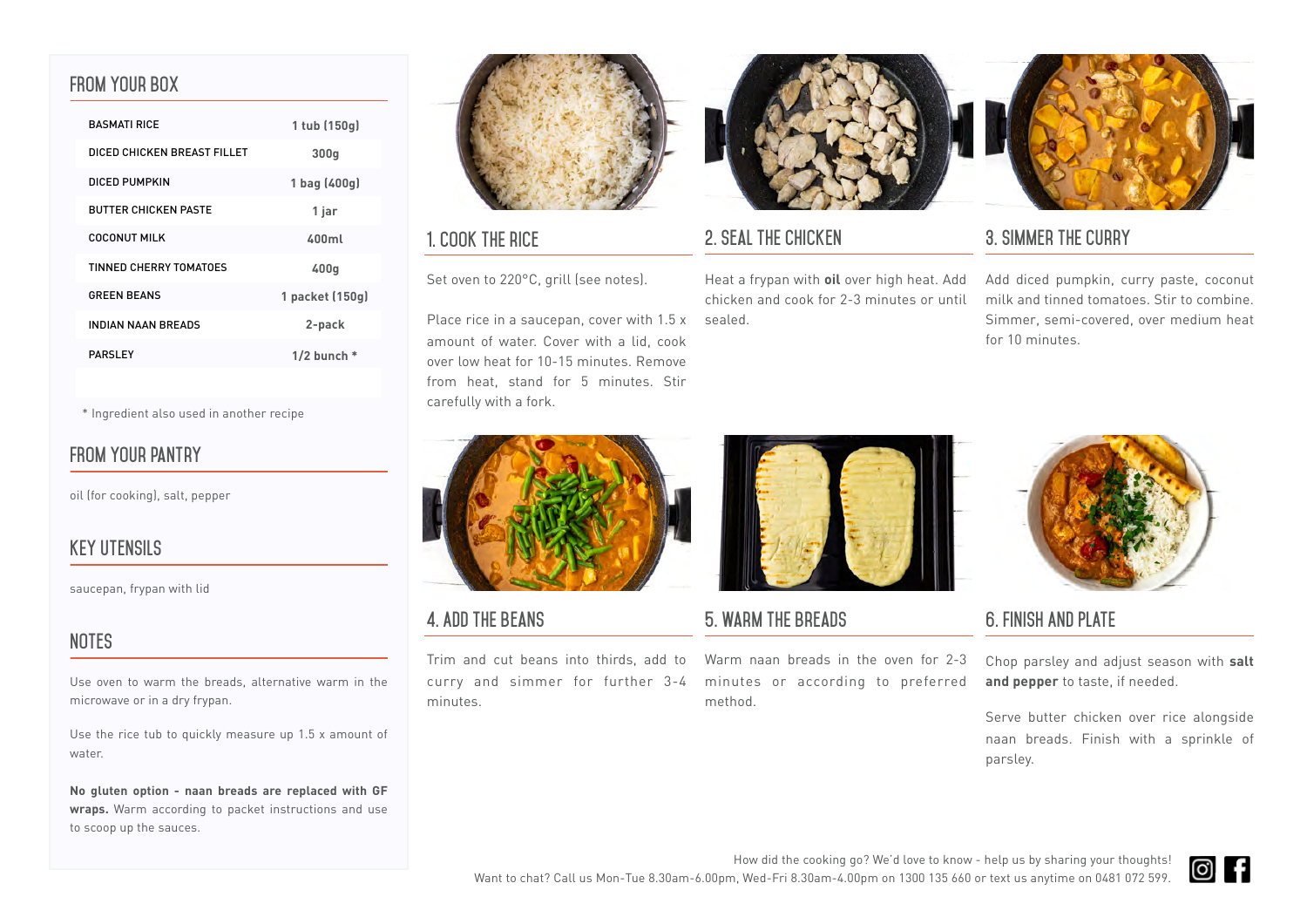## FROM YOUR BOX

| | |
|---|---|
| BASMATI RICE | 1 tub (150g) |
| DICED CHICKEN BREAST FILLET | 300g |
| DICED PUMPKIN | 1 bag (400g) |
| BUTTER CHICKEN PASTE | 1 jar |
| COCONUT MILK | 400ml |
| TINNED CHERRY TOMATOES | 400g |
| GREEN BEANS | 1 packet (150g) |
| INDIAN NAAN BREADS | 2-pack |
| PARSLEY | 1/2 bunch * |

* Ingredient also used in another recipe

## FROM YOUR PANTRY

oil (for cooking), salt, pepper

## KEY UTENSILS

saucepan, frypan with lid

## NOTES

Use oven to warm the breads, alternative warm in the microwave or in a dry frypan.

Use the rice tub to quickly measure up 1.5 x amount of water.

**No gluten option - naan breads are replaced with GF wraps.** Warm according to packet instructions and use to scoop up the sauces.

## 1. COOK THE RICE

Set oven to 220°C, grill (see notes).

Place rice in a saucepan, cover with 1.5 x amount of water. Cover with a lid, cook over low heat for 10-15 minutes. Remove from heat, stand for 5 minutes. Stir carefully with a fork.

## 2. SEAL THE CHICKEN

Heat a frypan with **oil** over high heat. Add chicken and cook for 2-3 minutes or until sealed.

## 3. SIMMER THE CURRY

Add diced pumpkin, curry paste, coconut milk and tinned tomatoes. Stir to combine. Simmer, semi-covered, over medium heat for 10 minutes.

## 4. ADD THE BEANS

Trim and cut beans into thirds, add to curry and simmer for further 3-4 minutes.

## 5. WARM THE BREADS

Warm naan breads in the oven for 2-3 minutes or according to preferred method.

## 6. FINISH AND PLATE

Chop parsley and adjust season with **salt and pepper** to taste, if needed.

Serve butter chicken over rice alongside naan breads. Finish with a sprinkle of parsley.

How did the cooking go? We'd love to know - help us by sharing your thoughts!
Want to chat? Call us Mon-Tue 8.30am-6.00pm, Wed-Fri 8.30am-4.00pm on 1300 135 660 or text us anytime on 0481 072 599.